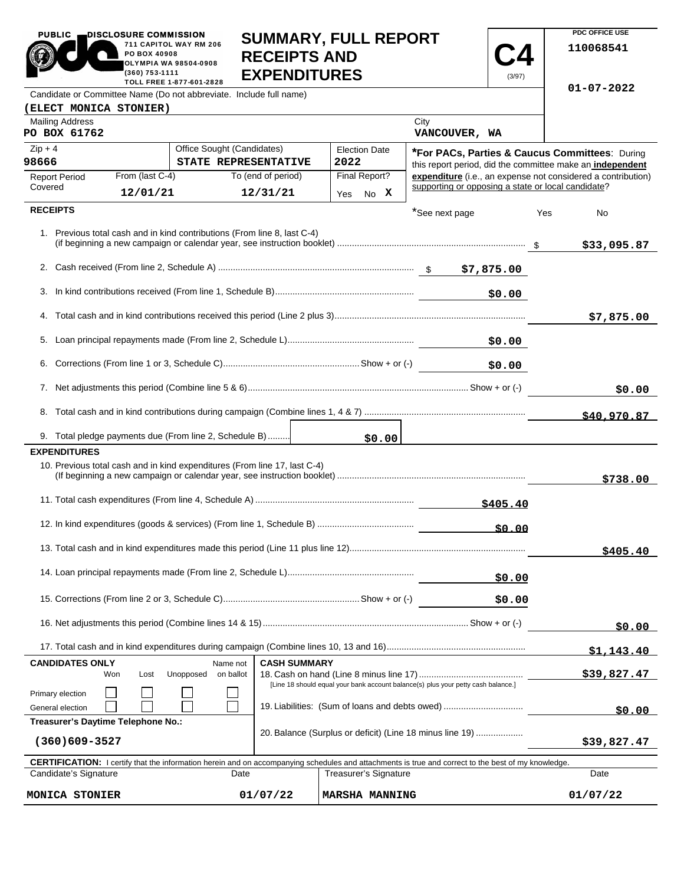PUBLIC DISCLOSURE COMMISSION
711 CAPITOL WAY RM 206
PO BOX 40908
OLYMPIA WA 98504-0908
(360) 753-1111
TOLL FREE 1-877-601-2828

# SUMMARY, FULL REPORT RECEIPTS AND EXPENDITURES

**C4** (3/97)

PDC OFFICE USE
110068541
01-07-2022

| Candidate or Committee Name (Do not abbreviate. Include full name) | | | |
|---|---|---|---|
| (ELECT MONICA STONIER) | | | |
| Mailing Address: PO BOX 61762 | | City: VANCOUVER, WA | |
| Zip + 4: 98666 | Office Sought (Candidates): STATE REPRESENTATIVE | Election Date: 2022 | |
| Report Period Covered: From (last C-4) 12/01/21 | To (end of period) 12/31/21 | Final Report? Yes No X | |

***For PACs, Parties & Caucus Committees**: During this report period, did the committee make an **independent expenditure** (i.e., an expense not considered a contribution) supporting or opposing a state or local candidate? *See next page Yes No

## RECEIPTS

| | | |
|---|---|---|
| 1. Previous total cash and in kind contributions (From line 8, last C-4) (if beginning a new campaign or calendar year, see instruction booklet) | | $33,095.87 |
| 2. Cash received (From line 2, Schedule A) | $7,875.00 | |
| 3. In kind contributions received (From line 1, Schedule B) | $0.00 | |
| 4. Total cash and in kind contributions received this period (Line 2 plus 3) | | $7,875.00 |
| 5. Loan principal repayments made (From line 2, Schedule L) | $0.00 | |
| 6. Corrections (From line 1 or 3, Schedule C) Show + or (-) | $0.00 | |
| 7. Net adjustments this period (Combine line 5 & 6) Show + or (-) | | $0.00 |
| 8. Total cash and in kind contributions during campaign (Combine lines 1, 4 & 7) | | $40,970.87 |
| 9. Total pledge payments due (From line 2, Schedule B) $0.00 | | |

## EXPENDITURES

| | | |
|---|---|---|
| 10. Previous total cash and in kind expenditures (From line 17, last C-4) (If beginning a new campaign or calendar year, see instruction booklet) | | $738.00 |
| 11. Total cash expenditures (From line 4, Schedule A) | $405.40 | |
| 12. In kind expenditures (goods & services) (From line 1, Schedule B) | $0.00 | |
| 13. Total cash and in kind expenditures made this period (Line 11 plus line 12) | | $405.40 |
| 14. Loan principal repayments made (From line 2, Schedule L) | $0.00 | |
| 15. Corrections (From line 2 or 3, Schedule C) Show + or (-) | $0.00 | |
| 16. Net adjustments this period (Combine lines 14 & 15) Show + or (-) | | $0.00 |
| 17. Total cash and in kind expenditures during campaign (Combine lines 10, 13 and 16) | | $1,143.40 |

**CANDIDATES ONLY**

| | Won | Lost | Unopposed | Name not on ballot |
|---|---|---|---|---|
| Primary election | ☐ | ☐ | ☐ | ☐ |
| General election | ☐ | ☐ | ☐ | ☐ |

**Treasurer's Daytime Telephone No.:** (360)609-3527

**CASH SUMMARY**

| | |
|---|---|
| 18. Cash on hand (Line 8 minus line 17) [Line 18 should equal your bank account balance(s) plus your petty cash balance.] | $39,827.47 |
| 19. Liabilities: (Sum of loans and debts owed) | $0.00 |
| 20. Balance (Surplus or deficit) (Line 18 minus line 19) | $39,827.47 |

**CERTIFICATION:** I certify that the information herein and on accompanying schedules and attachments is true and correct to the best of my knowledge.

| Candidate's Signature | Date | Treasurer's Signature | Date |
|---|---|---|---|
| MONICA STONIER | 01/07/22 | MARSHA MANNING | 01/07/22 |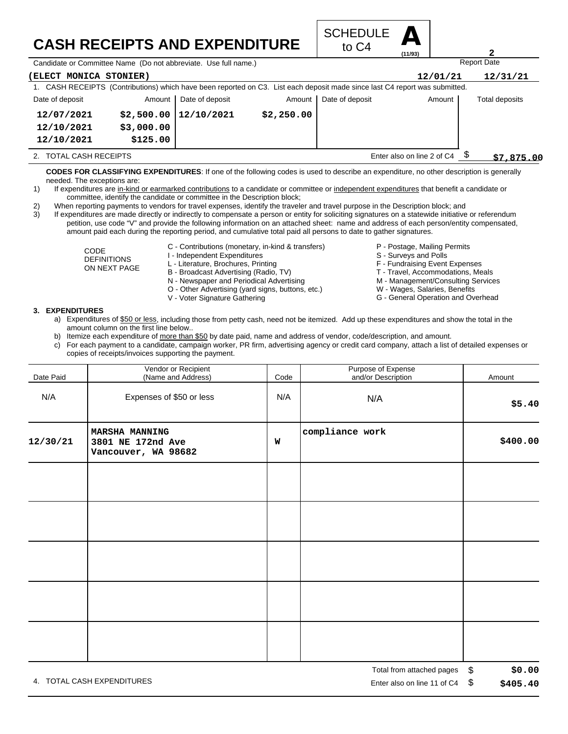# CASH RECEIPTS AND EXPENDITURE

SCHEDULE **A** to C4 (11/93)

Candidate or Committee Name (Do not abbreviate. Use full name.)

**(ELECT MONICA STONIER)**

Report Date: **12/01/21** **12/31/21**

1. CASH RECEIPTS (Contributions) which have been reported on C3. List each deposit made since last C4 report was submitted.

| Date of deposit | Amount | Date of deposit | Amount | Date of deposit | Amount | Total deposits |
|---|---|---|---|---|---|---|
| 12/07/2021 | $2,500.00 | 12/10/2021 | $2,250.00 | | | |
| 12/10/2021 | $3,000.00 | | | | | |
| 12/10/2021 | $125.00 | | | | | |

2. TOTAL CASH RECEIPTS — Enter also on line 2 of C4 $ **$7,875.00**

**CODES FOR CLASSIFYING EXPENDITURES**: If one of the following codes is used to describe an expenditure, no other description is generally needed. The exceptions are:

1) If expenditures are in-kind or earmarked contributions to a candidate or committee or independent expenditures that benefit a candidate or committee, identify the candidate or committee in the Description block;
2) When reporting payments to vendors for travel expenses, identify the traveler and travel purpose in the Description block; and
3) If expenditures are made directly or indirectly to compensate a person or entity for soliciting signatures on a statewide initiative or referendum petition, use code "V" and provide the following information on an attached sheet: name and address of each person/entity compensated, amount paid each during the reporting period, and cumulative total paid all persons to date to gather signatures.

CODE DEFINITIONS ON NEXT PAGE

- C - Contributions (monetary, in-kind & transfers)
- I - Independent Expenditures
- L - Literature, Brochures, Printing
- B - Broadcast Advertising (Radio, TV)
- N - Newspaper and Periodical Advertising
- O - Other Advertising (yard signs, buttons, etc.)
- V - Voter Signature Gathering
- P - Postage, Mailing Permits
- S - Surveys and Polls
- F - Fundraising Event Expenses
- T - Travel, Accommodations, Meals
- M - Management/Consulting Services
- W - Wages, Salaries, Benefits
- G - General Operation and Overhead

**3. EXPENDITURES**

a) Expenditures of $50 or less, including those from petty cash, need not be itemized. Add up these expenditures and show the total in the amount column on the first line below..

b) Itemize each expenditure of more than $50 by date paid, name and address of vendor, code/description, and amount.

c) For each payment to a candidate, campaign worker, PR firm, advertising agency or credit card company, attach a list of detailed expenses or copies of receipts/invoices supporting the payment.

| Date Paid | Vendor or Recipient (Name and Address) | Code | Purpose of Expense and/or Description | Amount |
|---|---|---|---|---|
| N/A | Expenses of $50 or less | N/A | N/A | $5.40 |
| 12/30/21 | MARSHA MANNING 3801 NE 172nd Ave Vancouver, WA 98682 | W | compliance work | $400.00 |
| | | | | |
| | | | | |
| | | | | |
| | | | | |
| | | | | |

Total from attached pages $ **$0.00**

4. TOTAL CASH EXPENDITURES — Enter also on line 11 of C4 $ **$405.40**